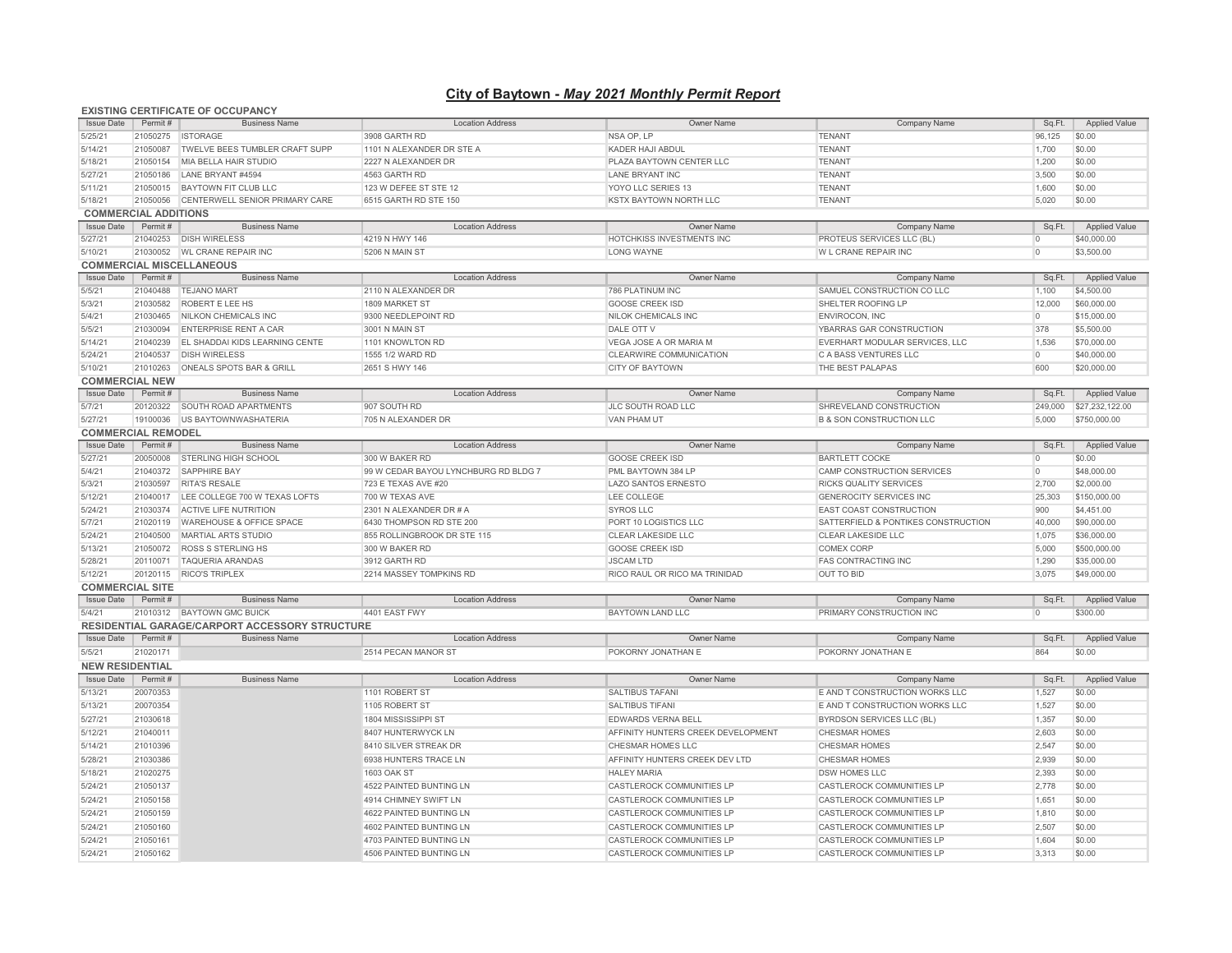# City of Baytown - *May 2021 Monthly Permit Report*

## EXISTING CERTIFICATE OF OCCUPANCY

| Issue Date | Permit # | Business Name | Location Address | Owner Name | Company Name | Sq.Ft. | Applied Value |
|---|---|---|---|---|---|---|---|
| 5/25/21 | 21050275 | ISTORAGE | 3908 GARTH RD | NSA OP, LP | TENANT | 96,125 | $0.00 |
| 5/14/21 | 21050087 | TWELVE BEES TUMBLER CRAFT SUPP | 1101 N ALEXANDER DR STE A | KADER HAJI ABDUL | TENANT | 1,700 | $0.00 |
| 5/18/21 | 21050154 | MIA BELLA HAIR STUDIO | 2227 N ALEXANDER DR | PLAZA BAYTOWN CENTER LLC | TENANT | 1,200 | $0.00 |
| 5/27/21 | 21050186 | LANE BRYANT #4594 | 4563 GARTH RD | LANE BRYANT INC | TENANT | 3,500 | $0.00 |
| 5/11/21 | 21050015 | BAYTOWN FIT CLUB LLC | 123 W DEFEE ST STE 12 | YOYO LLC SERIES 13 | TENANT | 1,600 | $0.00 |
| 5/18/21 | 21050056 | CENTERWELL SENIOR PRIMARY CARE | 6515 GARTH RD STE 150 | KSTX BAYTOWN NORTH LLC | TENANT | 5,020 | $0.00 |

## COMMERCIAL ADDITIONS

| Issue Date | Permit # | Business Name | Location Address | Owner Name | Company Name | Sq.Ft. | Applied Value |
|---|---|---|---|---|---|---|---|
| 5/27/21 | 21040253 | DISH WIRELESS | 4219 N HWY 146 | HOTCHKISS INVESTMENTS INC | PROTEUS SERVICES LLC (BL) | 0 | $40,000.00 |
| 5/10/21 | 21030052 | WL CRANE REPAIR INC | 5206 N MAIN ST | LONG WAYNE | W L CRANE REPAIR INC | 0 | $3,500.00 |

## COMMERCIAL MISCELLANEOUS

| Issue Date | Permit # | Business Name | Location Address | Owner Name | Company Name | Sq.Ft. | Applied Value |
|---|---|---|---|---|---|---|---|
| 5/5/21 | 21040488 | TEJANO MART | 2110 N ALEXANDER DR | 786 PLATINUM INC | SAMUEL CONSTRUCTION CO LLC | 1,100 | $4,500.00 |
| 5/3/21 | 21030582 | ROBERT E LEE HS | 1809 MARKET ST | GOOSE CREEK ISD | SHELTER ROOFING LP | 12,000 | $60,000.00 |
| 5/4/21 | 21030465 | NILKON CHEMICALS INC | 9300 NEEDLEPOINT RD | NILOK CHEMICALS INC | ENVIROCON, INC | 0 | $15,000.00 |
| 5/5/21 | 21030094 | ENTERPRISE RENT A CAR | 3001 N MAIN ST | DALE OTT V | YBARRAS GAR CONSTRUCTION | 378 | $5,500.00 |
| 5/14/21 | 21040239 | EL SHADDAI KIDS LEARNING CENTE | 1101 KNOWLTON RD | VEGA JOSE A OR MARIA M | EVERHART MODULAR SERVICES, LLC | 1,536 | $70,000.00 |
| 5/24/21 | 21040537 | DISH WIRELESS | 1555 1/2 WARD RD | CLEARWIRE COMMUNICATION | C A BASS VENTURES LLC | 0 | $40,000.00 |
| 5/10/21 | 21010263 | ONEALS SPOTS BAR & GRILL | 2651 S HWY 146 | CITY OF BAYTOWN | THE BEST PALAPAS | 600 | $20,000.00 |

## COMMERCIAL NEW

| Issue Date | Permit # | Business Name | Location Address | Owner Name | Company Name | Sq.Ft. | Applied Value |
|---|---|---|---|---|---|---|---|
| 5/7/21 | 20120322 | SOUTH ROAD APARTMENTS | 907 SOUTH RD | JLC SOUTH ROAD LLC | SHREVELAND CONSTRUCTION | 249,000 | $27,232,122.00 |
| 5/27/21 | 19100036 | US BAYTOWNWASHATERIA | 705 N ALEXANDER DR | VAN PHAM UT | B & SON CONSTRUCTION LLC | 5,000 | $750,000.00 |

## COMMERCIAL REMODEL

| Issue Date | Permit # | Business Name | Location Address | Owner Name | Company Name | Sq.Ft. | Applied Value |
|---|---|---|---|---|---|---|---|
| 5/27/21 | 20050008 | STERLING HIGH SCHOOL | 300 W BAKER RD | GOOSE CREEK ISD | BARTLETT COCKE | 0 | $0.00 |
| 5/4/21 | 21040372 | SAPPHIRE BAY | 99 W CEDAR BAYOU LYNCHBURG RD BLDG 7 | PML BAYTOWN 384 LP | CAMP CONSTRUCTION SERVICES | 0 | $48,000.00 |
| 5/3/21 | 21030597 | RITA'S RESALE | 723 E TEXAS AVE #20 | LAZO SANTOS ERNESTO | RICKS QUALITY SERVICES | 2,700 | $2,000.00 |
| 5/12/21 | 21040017 | LEE COLLEGE 700 W TEXAS LOFTS | 700 W TEXAS AVE | LEE COLLEGE | GENEROCITY SERVICES INC | 25,303 | $150,000.00 |
| 5/24/21 | 21030374 | ACTIVE LIFE NUTRITION | 2301 N ALEXANDER DR # A | SYROS LLC | EAST COAST CONSTRUCTION | 900 | $4,451.00 |
| 5/7/21 | 21020119 | WAREHOUSE & OFFICE SPACE | 6430 THOMPSON RD STE 200 | PORT 10 LOGISTICS LLC | SATTERFIELD & PONTIKES CONSTRUCTION | 40,000 | $90,000.00 |
| 5/24/21 | 21040500 | MARTIAL ARTS STUDIO | 855 ROLLINGBROOK DR STE 115 | CLEAR LAKESIDE LLC | CLEAR LAKESIDE LLC | 1,075 | $36,000.00 |
| 5/13/21 | 21050072 | ROSS S STERLING HS | 300 W BAKER RD | GOOSE CREEK ISD | COMEX CORP | 5,000 | $500,000.00 |
| 5/28/21 | 20110071 | TAQUERIA ARANDAS | 3912 GARTH RD | JSCAM LTD | FAS CONTRACTING INC | 1,290 | $35,000.00 |
| 5/12/21 | 20120115 | RICO'S TRIPLEX | 2214 MASSEY TOMPKINS RD | RICO RAUL OR RICO MA TRINIDAD | OUT TO BID | 3,075 | $49,000.00 |

## COMMERCIAL SITE

| Issue Date | Permit # | Business Name | Location Address | Owner Name | Company Name | Sq.Ft. | Applied Value |
|---|---|---|---|---|---|---|---|
| 5/4/21 | 21010312 | BAYTOWN GMC BUICK | 4401 EAST FWY | BAYTOWN LAND LLC | PRIMARY CONSTRUCTION INC | 0 | $300.00 |

## RESIDENTIAL GARAGE/CARPORT ACCESSORY STRUCTURE

| Issue Date | Permit # | Business Name | Location Address | Owner Name | Company Name | Sq.Ft. | Applied Value |
|---|---|---|---|---|---|---|---|
| 5/5/21 | 21020171 | | 2514 PECAN MANOR ST | POKORNY JONATHAN E | POKORNY JONATHAN E | 864 | $0.00 |

## NEW RESIDENTIAL

| Issue Date | Permit # | Business Name | Location Address | Owner Name | Company Name | Sq.Ft. | Applied Value |
|---|---|---|---|---|---|---|---|
| 5/13/21 | 20070353 | | 1101 ROBERT ST | SALTIBUS TAFANI | E AND T CONSTRUCTION WORKS LLC | 1,527 | $0.00 |
| 5/13/21 | 20070354 | | 1105 ROBERT ST | SALTIBUS TIFANI | E AND T CONSTRUCTION WORKS LLC | 1,527 | $0.00 |
| 5/27/21 | 21030618 | | 1804 MISSISSIPPI ST | EDWARDS VERNA BELL | BYRDSON SERVICES LLC (BL) | 1,357 | $0.00 |
| 5/12/21 | 21040011 | | 8407 HUNTERWYCK LN | AFFINITY HUNTERS CREEK DEVELOPMENT | CHESMAR HOMES | 2,603 | $0.00 |
| 5/14/21 | 21010396 | | 8410 SILVER STREAK DR | CHESMAR HOMES LLC | CHESMAR HOMES | 2,547 | $0.00 |
| 5/28/21 | 21030386 | | 6938 HUNTERS TRACE LN | AFFINITY HUNTERS CREEK DEV LTD | CHESMAR HOMES | 2,939 | $0.00 |
| 5/18/21 | 21020275 | | 1603 OAK ST | HALEY MARIA | DSW HOMES LLC | 2,393 | $0.00 |
| 5/24/21 | 21050137 | | 4522 PAINTED BUNTING LN | CASTLEROCK COMMUNITIES LP | CASTLEROCK COMMUNITIES LP | 2,778 | $0.00 |
| 5/24/21 | 21050158 | | 4914 CHIMNEY SWIFT LN | CASTLEROCK COMMUNITIES LP | CASTLEROCK COMMUNITIES LP | 1,651 | $0.00 |
| 5/24/21 | 21050159 | | 4622 PAINTED BUNTING LN | CASTLEROCK COMMUNITIES LP | CASTLEROCK COMMUNITIES LP | 1,810 | $0.00 |
| 5/24/21 | 21050160 | | 4602 PAINTED BUNTING LN | CASTLEROCK COMMUNITIES LP | CASTLEROCK COMMUNITIES LP | 2,507 | $0.00 |
| 5/24/21 | 21050161 | | 4703 PAINTED BUNTING LN | CASTLEROCK COMMUNITIES LP | CASTLEROCK COMMUNITIES LP | 1,604 | $0.00 |
| 5/24/21 | 21050162 | | 4506 PAINTED BUNTING LN | CASTLEROCK COMMUNITIES LP | CASTLEROCK COMMUNITIES LP | 3,313 | $0.00 |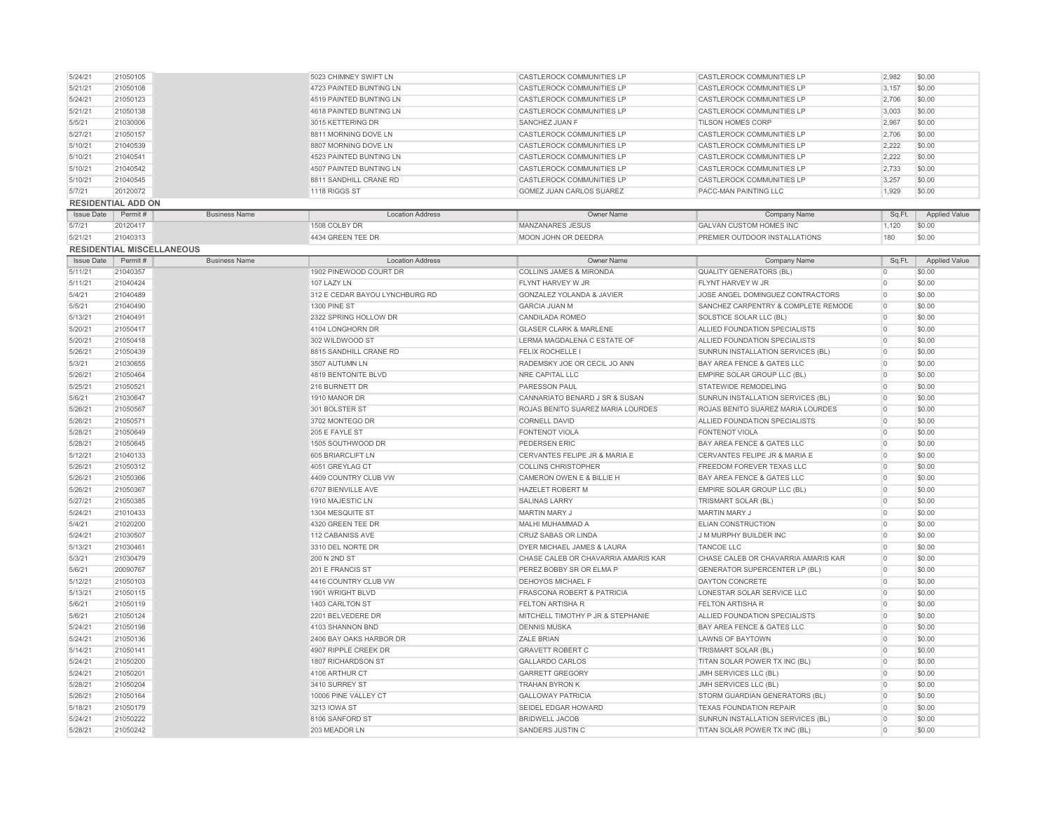| 5/24/21 | 21050105 | | 5023 CHIMNEY SWIFT LN | CASTLEROCK COMMUNITIES LP | CASTLEROCK COMMUNITIES LP | 2,982 | $0.00 |
|---|---|---|---|---|---|---|---|
| 5/21/21 | 21050108 | | 4723 PAINTED BUNTING LN | CASTLEROCK COMMUNITIES LP | CASTLEROCK COMMUNITIES LP | 3,157 | $0.00 |
| 5/24/21 | 21050123 | | 4519 PAINTED BUNTING LN | CASTLEROCK COMMUNITIES LP | CASTLEROCK COMMUNITIES LP | 2,706 | $0.00 |
| 5/21/21 | 21050138 | | 4618 PAINTED BUNTING LN | CASTLEROCK COMMUNITIES LP | CASTLEROCK COMMUNITIES LP | 3,003 | $0.00 |
| 5/5/21 | 21030006 | | 3015 KETTERING DR | SANCHEZ JUAN F | TILSON HOMES CORP | 2,967 | $0.00 |
| 5/27/21 | 21050157 | | 8811 MORNING DOVE LN | CASTLEROCK COMMUNITIES LP | CASTLEROCK COMMUNITIES LP | 2,706 | $0.00 |
| 5/10/21 | 21040539 | | 8807 MORNING DOVE LN | CASTLEROCK COMMUNITIES LP | CASTLEROCK COMMUNITIES LP | 2,222 | $0.00 |
| 5/10/21 | 21040541 | | 4523 PAINTED BUNTING LN | CASTLEROCK COMMUNITIES LP | CASTLEROCK COMMUNITIES LP | 2,222 | $0.00 |
| 5/10/21 | 21040542 | | 4507 PAINTED BUNTING LN | CASTLEROCK COMMUNITIES LP | CASTLEROCK COMMUNITIES LP | 2,733 | $0.00 |
| 5/10/21 | 21040545 | | 8811 SANDHILL CRANE RD | CASTLEROCK COMMUNITIES LP | CASTLEROCK COMMUNITIES LP | 3,257 | $0.00 |
| 5/7/21 | 20120072 | | 1118 RIGGS ST | GOMEZ JUAN CARLOS SUAREZ | PACC-MAN PAINTING LLC | 1,929 | $0.00 |

**RESIDENTIAL ADD ON**

| Issue Date | Permit # | Business Name | Location Address | Owner Name | Company Name | Sq.Ft. | Applied Value |
|---|---|---|---|---|---|---|---|
| 5/7/21 | 20120417 | | 1508 COLBY DR | MANZANARES JESUS | GALVAN CUSTOM HOMES INC | 1,120 | $0.00 |
| 5/21/21 | 21040313 | | 4434 GREEN TEE DR | MOON JOHN OR DEEDRA | PREMIER OUTDOOR INSTALLATIONS | 180 | $0.00 |

**RESIDENTIAL MISCELLANEOUS**

| Issue Date | Permit # | Business Name | Location Address | Owner Name | Company Name | Sq.Ft. | Applied Value |
|---|---|---|---|---|---|---|---|
| 5/11/21 | 21040357 | | 1902 PINEWOOD COURT DR | COLLINS JAMES & MIRONDA | QUALITY GENERATORS (BL) | 0 | $0.00 |
| 5/11/21 | 21040424 | | 107 LAZY LN | FLYNT HARVEY W JR | FLYNT HARVEY W JR | 0 | $0.00 |
| 5/4/21 | 21040489 | | 312 E CEDAR BAYOU LYNCHBURG RD | GONZALEZ YOLANDA & JAVIER | JOSE ANGEL DOMINGUEZ CONTRACTORS | 0 | $0.00 |
| 5/5/21 | 21040490 | | 1300 PINE ST | GARCIA JUAN M | SANCHEZ CARPENTRY & COMPLETE REMODE | 0 | $0.00 |
| 5/13/21 | 21040491 | | 2322 SPRING HOLLOW DR | CANDILADA ROMEO | SOLSTICE SOLAR LLC (BL) | 0 | $0.00 |
| 5/20/21 | 21050417 | | 4104 LONGHORN DR | GLASER CLARK & MARLENE | ALLIED FOUNDATION SPECIALISTS | 0 | $0.00 |
| 5/20/21 | 21050418 | | 302 WILDWOOD ST | LERMA MAGDALENA C ESTATE OF | ALLIED FOUNDATION SPECIALISTS | 0 | $0.00 |
| 5/26/21 | 21050439 | | 8815 SANDHILL CRANE RD | FELIX ROCHELLE I | SUNRUN INSTALLATION SERVICES (BL) | 0 | $0.00 |
| 5/3/21 | 21030655 | | 3507 AUTUMN LN | RADEMSKY JOE OR CECIL JO ANN | BAY AREA FENCE & GATES LLC | 0 | $0.00 |
| 5/26/21 | 21050464 | | 4819 BENTONITE BLVD | NRE CAPITAL LLC | EMPIRE SOLAR GROUP LLC (BL) | 0 | $0.00 |
| 5/25/21 | 21050521 | | 216 BURNETT DR | PARESSON PAUL | STATEWIDE REMODELING | 0 | $0.00 |
| 5/6/21 | 21030647 | | 1910 MANOR DR | CANNARIATO BENARD J SR & SUSAN | SUNRUN INSTALLATION SERVICES (BL) | 0 | $0.00 |
| 5/26/21 | 21050567 | | 301 BOLSTER ST | ROJAS BENITO SUAREZ MARIA LOURDES | ROJAS BENITO SUAREZ MARIA LOURDES | 0 | $0.00 |
| 5/26/21 | 21050571 | | 3702 MONTEGO DR | CORNELL DAVID | ALLIED FOUNDATION SPECIALISTS | 0 | $0.00 |
| 5/28/21 | 21050649 | | 205 E FAYLE ST | FONTENOT VIOLA | FONTENOT VIOLA | 0 | $0.00 |
| 5/28/21 | 21050645 | | 1505 SOUTHWOOD DR | PEDERSEN ERIC | BAY AREA FENCE & GATES LLC | 0 | $0.00 |
| 5/12/21 | 21040133 | | 605 BRIARCLIFT LN | CERVANTES FELIPE JR & MARIA E | CERVANTES FELIPE JR & MARIA E | 0 | $0.00 |
| 5/26/21 | 21050312 | | 4051 GREYLAG CT | COLLINS CHRISTOPHER | FREEDOM FOREVER TEXAS LLC | 0 | $0.00 |
| 5/26/21 | 21050366 | | 4409 COUNTRY CLUB VW | CAMERON OWEN E & BILLIE H | BAY AREA FENCE & GATES LLC | 0 | $0.00 |
| 5/26/21 | 21050367 | | 6707 BIENVILLE AVE | HAZELET ROBERT M | EMPIRE SOLAR GROUP LLC (BL) | 0 | $0.00 |
| 5/27/21 | 21050385 | | 1910 MAJESTIC LN | SALINAS LARRY | TRISMART SOLAR (BL) | 0 | $0.00 |
| 5/24/21 | 21010433 | | 1304 MESQUITE ST | MARTIN MARY J | MARTIN MARY J | 0 | $0.00 |
| 5/4/21 | 21020200 | | 4320 GREEN TEE DR | MALHI MUHAMMAD A | ELIAN CONSTRUCTION | 0 | $0.00 |
| 5/24/21 | 21030507 | | 112 CABANISS AVE | CRUZ SABAS OR LINDA | J M MURPHY BUILDER INC | 0 | $0.00 |
| 5/13/21 | 21030461 | | 3310 DEL NORTE DR | DYER MICHAEL JAMES & LAURA | TANCOE LLC | 0 | $0.00 |
| 5/3/21 | 21030479 | | 200 N 2ND ST | CHASE CALEB OR CHAVARRIA AMARIS KAR | CHASE CALEB OR CHAVARRIA AMARIS KAR | 0 | $0.00 |
| 5/6/21 | 20090767 | | 201 E FRANCIS ST | PEREZ BOBBY SR OR ELMA P | GENERATOR SUPERCENTER LP (BL) | 0 | $0.00 |
| 5/12/21 | 21050103 | | 4416 COUNTRY CLUB VW | DEHOYOS MICHAEL F | DAYTON CONCRETE | 0 | $0.00 |
| 5/13/21 | 21050115 | | 1901 WRIGHT BLVD | FRASCONA ROBERT & PATRICIA | LONESTAR SOLAR SERVICE LLC | 0 | $0.00 |
| 5/6/21 | 21050119 | | 1403 CARLTON ST | FELTON ARTISHA R | FELTON ARTISHA R | 0 | $0.00 |
| 5/6/21 | 21050124 | | 2201 BELVEDERE DR | MITCHELL TIMOTHY P JR & STEPHANIE | ALLIED FOUNDATION SPECIALISTS | 0 | $0.00 |
| 5/24/21 | 21050198 | | 4103 SHANNON BND | DENNIS MUSKA | BAY AREA FENCE & GATES LLC | 0 | $0.00 |
| 5/24/21 | 21050136 | | 2406 BAY OAKS HARBOR DR | ZALE BRIAN | LAWNS OF BAYTOWN | 0 | $0.00 |
| 5/14/21 | 21050141 | | 4907 RIPPLE CREEK DR | GRAVETT ROBERT C | TRISMART SOLAR (BL) | 0 | $0.00 |
| 5/24/21 | 21050200 | | 1807 RICHARDSON ST | GALLARDO CARLOS | TITAN SOLAR POWER TX INC (BL) | 0 | $0.00 |
| 5/24/21 | 21050201 | | 4106 ARTHUR CT | GARRETT GREGORY | JMH SERVICES LLC (BL) | 0 | $0.00 |
| 5/28/21 | 21050204 | | 3410 SURREY ST | TRAHAN BYRON K | JMH SERVICES LLC (BL) | 0 | $0.00 |
| 5/26/21 | 21050164 | | 10006 PINE VALLEY CT | GALLOWAY PATRICIA | STORM GUARDIAN GENERATORS (BL) | 0 | $0.00 |
| 5/18/21 | 21050179 | | 3213 IOWA ST | SEIDEL EDGAR HOWARD | TEXAS FOUNDATION REPAIR | 0 | $0.00 |
| 5/24/21 | 21050222 | | 8106 SANFORD ST | BRIDWELL JACOB | SUNRUN INSTALLATION SERVICES (BL) | 0 | $0.00 |
| 5/28/21 | 21050242 | | 203 MEADOR LN | SANDERS JUSTIN C | TITAN SOLAR POWER TX INC (BL) | 0 | $0.00 |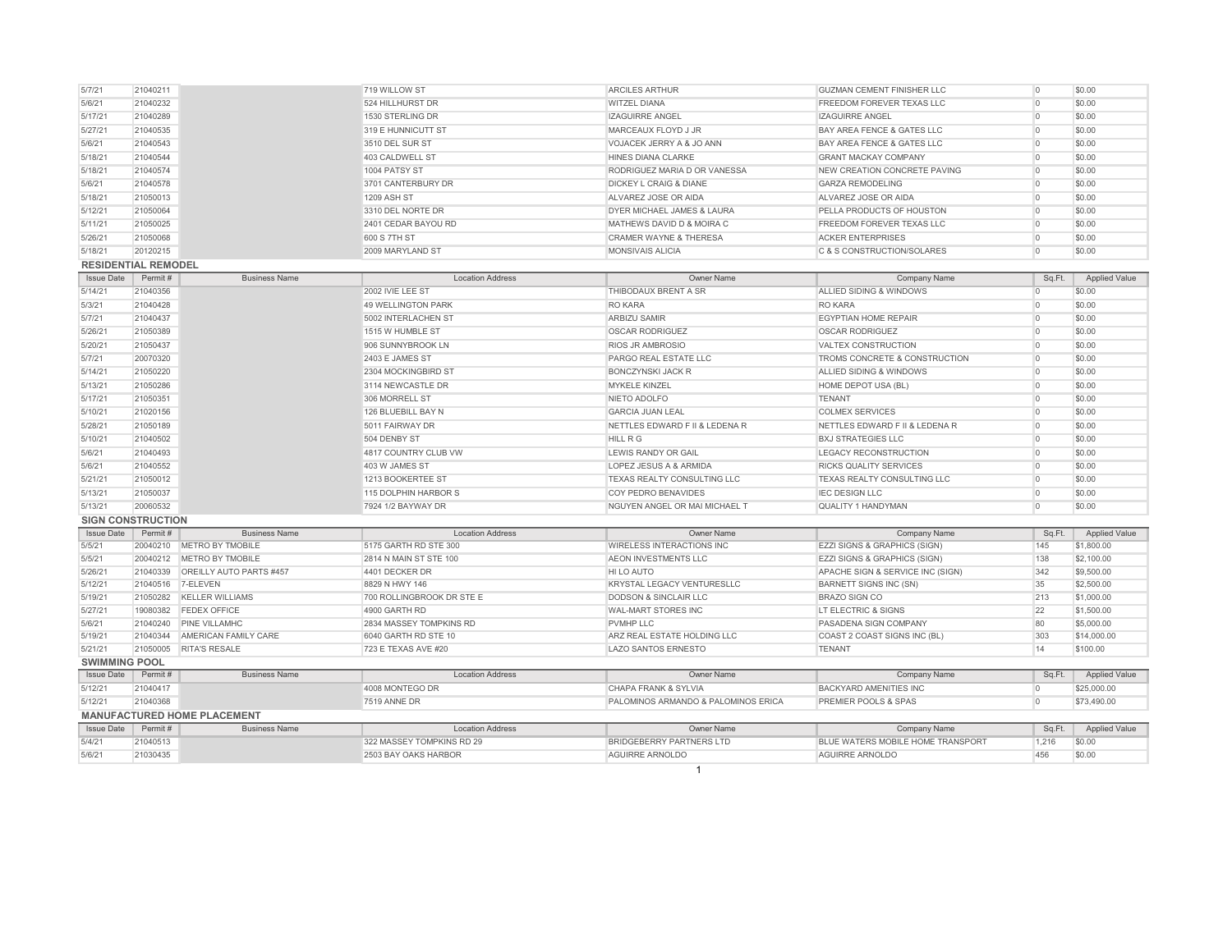| Issue Date | Permit # | Business Name | Location Address | Owner Name | Company Name | Sq.Ft. | Applied Value |
|---|---|---|---|---|---|---|---|
| 5/7/21 | 21040211 | | 719 WILLOW ST | ARCILES ARTHUR | GUZMAN CEMENT FINISHER LLC | 0 | $0.00 |
| 5/6/21 | 21040232 | | 524 HILLHURST DR | WITZEL DIANA | FREEDOM FOREVER TEXAS LLC | 0 | $0.00 |
| 5/17/21 | 21040289 | | 1530 STERLING DR | IZAGUIRRE ANGEL | IZAGUIRRE ANGEL | 0 | $0.00 |
| 5/27/21 | 21040535 | | 319 E HUNNICUTT ST | MARCEAUX FLOYD J JR | BAY AREA FENCE & GATES LLC | 0 | $0.00 |
| 5/6/21 | 21040543 | | 3510 DEL SUR ST | VOJACEK JERRY A & JO ANN | BAY AREA FENCE & GATES LLC | 0 | $0.00 |
| 5/18/21 | 21040544 | | 403 CALDWELL ST | HINES DIANA CLARKE | GRANT MACKAY COMPANY | 0 | $0.00 |
| 5/18/21 | 21040574 | | 1004 PATSY ST | RODRIGUEZ MARIA D OR VANESSA | NEW CREATION CONCRETE PAVING | 0 | $0.00 |
| 5/6/21 | 21040578 | | 3701 CANTERBURY DR | DICKEY L CRAIG & DIANE | GARZA REMODELING | 0 | $0.00 |
| 5/18/21 | 21050013 | | 1209 ASH ST | ALVAREZ JOSE OR AIDA | ALVAREZ JOSE OR AIDA | 0 | $0.00 |
| 5/12/21 | 21050064 | | 3310 DEL NORTE DR | DYER MICHAEL JAMES & LAURA | PELLA PRODUCTS OF HOUSTON | 0 | $0.00 |
| 5/11/21 | 21050025 | | 2401 CEDAR BAYOU RD | MATHEWS DAVID D & MOIRA C | FREEDOM FOREVER TEXAS LLC | 0 | $0.00 |
| 5/26/21 | 21050068 | | 600 S 7TH ST | CRAMER WAYNE & THERESA | ACKER ENTERPRISES | 0 | $0.00 |
| 5/18/21 | 20120215 | | 2009 MARYLAND ST | MONSIVAIS ALICIA | C & S CONSTRUCTION/SOLARES | 0 | $0.00 |

## RESIDENTIAL REMODEL

| Issue Date | Permit # | Business Name | Location Address | Owner Name | Company Name | Sq.Ft. | Applied Value |
|---|---|---|---|---|---|---|---|
| 5/14/21 | 21040356 | | 2002 IVIE LEE ST | THIBODAUX BRENT A SR | ALLIED SIDING & WINDOWS | 0 | $0.00 |
| 5/3/21 | 21040428 | | 49 WELLINGTON PARK | RO KARA | RO KARA | 0 | $0.00 |
| 5/7/21 | 21040437 | | 5002 INTERLACHEN ST | ARBIZU SAMIR | EGYPTIAN HOME REPAIR | 0 | $0.00 |
| 5/26/21 | 21050389 | | 1515 W HUMBLE ST | OSCAR RODRIGUEZ | OSCAR RODRIGUEZ | 0 | $0.00 |
| 5/20/21 | 21050437 | | 906 SUNNYBROOK LN | RIOS JR AMBROSIO | VALTEX CONSTRUCTION | 0 | $0.00 |
| 5/7/21 | 20070320 | | 2403 E JAMES ST | PARGO REAL ESTATE LLC | TROMS CONCRETE & CONSTRUCTION | 0 | $0.00 |
| 5/14/21 | 21050220 | | 2304 MOCKINGBIRD ST | BONCZYNSKI JACK R | ALLIED SIDING & WINDOWS | 0 | $0.00 |
| 5/13/21 | 21050286 | | 3114 NEWCASTLE DR | MYKELE KINZEL | HOME DEPOT USA (BL) | 0 | $0.00 |
| 5/17/21 | 21050351 | | 306 MORRELL ST | NIETO ADOLFO | TENANT | 0 | $0.00 |
| 5/10/21 | 21020156 | | 126 BLUEBILL BAY N | GARCIA JUAN LEAL | COLMEX SERVICES | 0 | $0.00 |
| 5/28/21 | 21050189 | | 5011 FAIRWAY DR | NETTLES EDWARD F II & LEDENA R | NETTLES EDWARD F II & LEDENA R | 0 | $0.00 |
| 5/10/21 | 21040502 | | 504 DENBY ST | HILL R G | BXJ STRATEGIES LLC | 0 | $0.00 |
| 5/6/21 | 21040493 | | 4817 COUNTRY CLUB VW | LEWIS RANDY OR GAIL | LEGACY RECONSTRUCTION | 0 | $0.00 |
| 5/6/21 | 21040552 | | 403 W JAMES ST | LOPEZ JESUS A & ARMIDA | RICKS QUALITY SERVICES | 0 | $0.00 |
| 5/21/21 | 21050012 | | 1213 BOOKERTEE ST | TEXAS REALTY CONSULTING LLC | TEXAS REALTY CONSULTING LLC | 0 | $0.00 |
| 5/13/21 | 21050037 | | 115 DOLPHIN HARBOR S | COY PEDRO BENAVIDES | IEC DESIGN LLC | 0 | $0.00 |
| 5/13/21 | 20060532 | | 7924 1/2 BAYWAY DR | NGUYEN ANGEL OR MAI MICHAEL T | QUALITY 1 HANDYMAN | 0 | $0.00 |

## SIGN CONSTRUCTION

| Issue Date | Permit # | Business Name | Location Address | Owner Name | Company Name | Sq.Ft. | Applied Value |
|---|---|---|---|---|---|---|---|
| 5/5/21 | 20040210 | METRO BY TMOBILE | 5175 GARTH RD STE 300 | WIRELESS INTERACTIONS INC | EZZI SIGNS & GRAPHICS (SIGN) | 145 | $1,800.00 |
| 5/5/21 | 20040212 | METRO BY TMOBILE | 2814 N MAIN ST STE 100 | AEON INVESTMENTS LLC | EZZI SIGNS & GRAPHICS (SIGN) | 138 | $2,100.00 |
| 5/26/21 | 21040339 | OREILLY AUTO PARTS #457 | 4401 DECKER DR | HI LO AUTO | APACHE SIGN & SERVICE INC (SIGN) | 342 | $9,500.00 |
| 5/12/21 | 21040516 | 7-ELEVEN | 8829 N HWY 146 | KRYSTAL LEGACY VENTURESLLC | BARNETT SIGNS INC (SN) | 35 | $2,500.00 |
| 5/19/21 | 21050282 | KELLER WILLIAMS | 700 ROLLINGBROOK DR STE E | DODSON & SINCLAIR LLC | BRAZO SIGN CO | 213 | $1,000.00 |
| 5/27/21 | 19080382 | FEDEX OFFICE | 4900 GARTH RD | WAL-MART STORES INC | LT ELECTRIC & SIGNS | 22 | $1,500.00 |
| 5/6/21 | 21040240 | PINE VILLAMHC | 2834 MASSEY TOMPKINS RD | PVMHP LLC | PASADENA SIGN COMPANY | 80 | $5,000.00 |
| 5/19/21 | 21040344 | AMERICAN FAMILY CARE | 6040 GARTH RD STE 10 | ARZ REAL ESTATE HOLDING LLC | COAST 2 COAST SIGNS INC (BL) | 303 | $14,000.00 |
| 5/21/21 | 21050005 | RITA'S RESALE | 723 E TEXAS AVE #20 | LAZO SANTOS ERNESTO | TENANT | 14 | $100.00 |

## SWIMMING POOL

| Issue Date | Permit # | Business Name | Location Address | Owner Name | Company Name | Sq.Ft. | Applied Value |
|---|---|---|---|---|---|---|---|
| 5/12/21 | 21040417 | | 4008 MONTEGO DR | CHAPA FRANK & SYLVIA | BACKYARD AMENITIES INC | 0 | $25,000.00 |
| 5/12/21 | 21040368 | | 7519 ANNE DR | PALOMINOS ARMANDO & PALOMINOS ERICA | PREMIER POOLS & SPAS | 0 | $73,490.00 |

## MANUFACTURED HOME PLACEMENT

| Issue Date | Permit # | Business Name | Location Address | Owner Name | Company Name | Sq.Ft. | Applied Value |
|---|---|---|---|---|---|---|---|
| 5/4/21 | 21040513 | | 322 MASSEY TOMPKINS RD 29 | BRIDGEBERRY PARTNERS LTD | BLUE WATERS MOBILE HOME TRANSPORT | 1,216 | $0.00 |
| 5/6/21 | 21030435 | | 2503 BAY OAKS HARBOR | AGUIRRE ARNOLDO | AGUIRRE ARNOLDO | 456 | $0.00 |